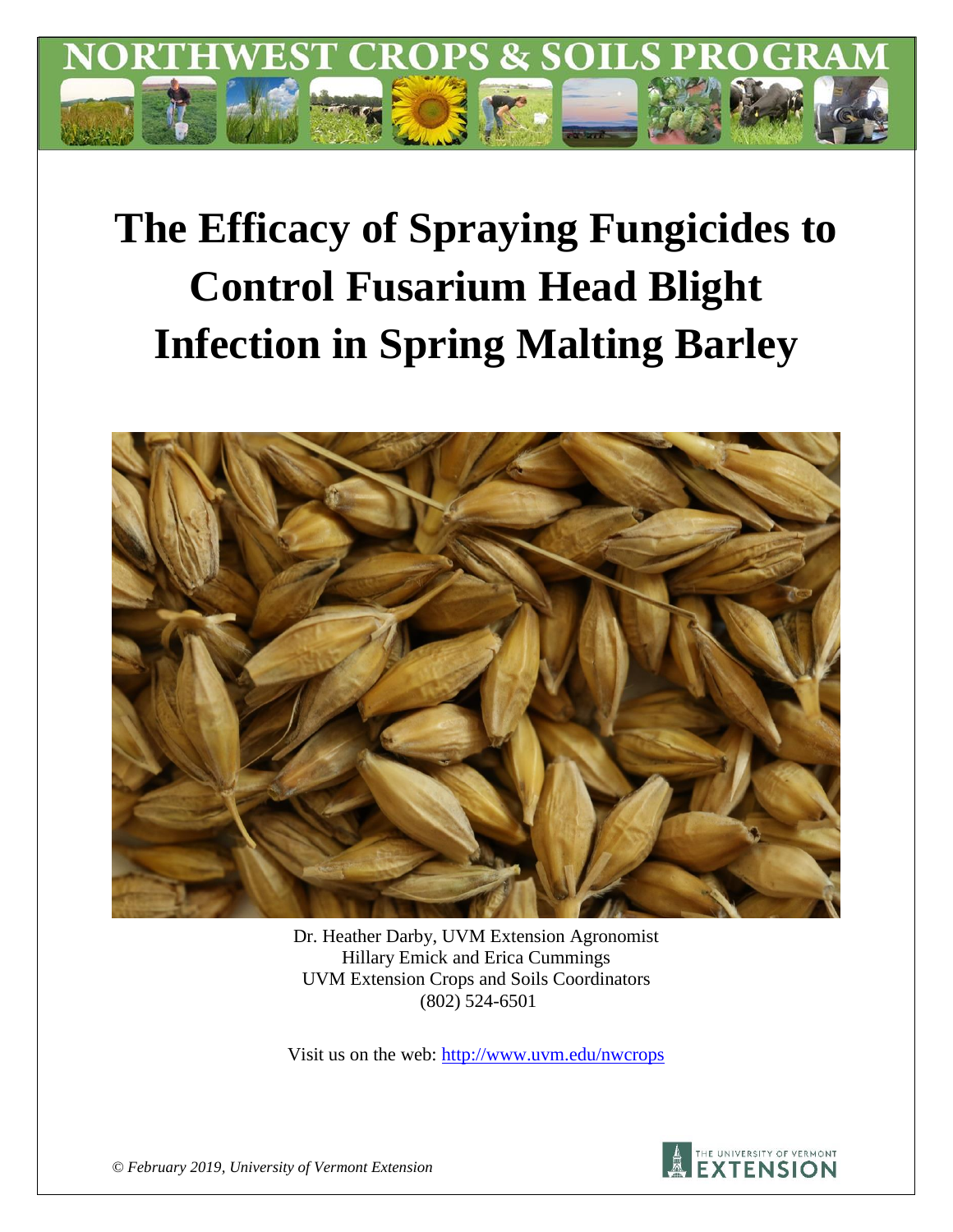# NORTHWEST CROPS & SOILS PROGRAM

# The Efficacy of Spraying Fungicides to Control Fusarium Head Blight Infection in Spring Malting Barley

Dr. Heather Darby, UVM Extension Agronomist
Hillary Emick and Erica Cummings
UVM Extension Crops and Soils Coordinators
(802) 524-6501

Visit us on the web: http://www.uvm.edu/nwcrops

*© February 2019, University of Vermont Extension*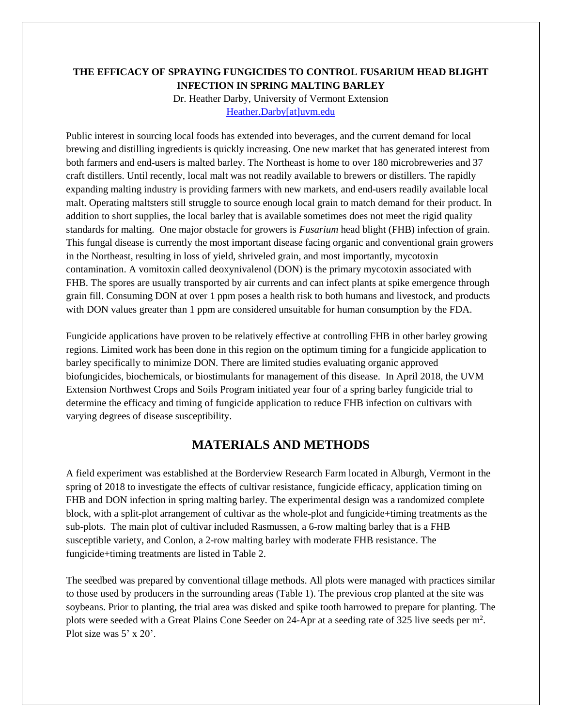**THE EFFICACY OF SPRAYING FUNGICIDES TO CONTROL FUSARIUM HEAD BLIGHT INFECTION IN SPRING MALTING BARLEY**

Dr. Heather Darby, University of Vermont Extension
Heather.Darby[at]uvm.edu

Public interest in sourcing local foods has extended into beverages, and the current demand for local brewing and distilling ingredients is quickly increasing. One new market that has generated interest from both farmers and end-users is malted barley. The Northeast is home to over 180 microbreweries and 37 craft distillers. Until recently, local malt was not readily available to brewers or distillers. The rapidly expanding malting industry is providing farmers with new markets, and end-users readily available local malt. Operating maltsters still struggle to source enough local grain to match demand for their product. In addition to short supplies, the local barley that is available sometimes does not meet the rigid quality standards for malting. One major obstacle for growers is *Fusarium* head blight (FHB) infection of grain. This fungal disease is currently the most important disease facing organic and conventional grain growers in the Northeast, resulting in loss of yield, shriveled grain, and most importantly, mycotoxin contamination. A vomitoxin called deoxynivalenol (DON) is the primary mycotoxin associated with FHB. The spores are usually transported by air currents and can infect plants at spike emergence through grain fill. Consuming DON at over 1 ppm poses a health risk to both humans and livestock, and products with DON values greater than 1 ppm are considered unsuitable for human consumption by the FDA.

Fungicide applications have proven to be relatively effective at controlling FHB in other barley growing regions. Limited work has been done in this region on the optimum timing for a fungicide application to barley specifically to minimize DON. There are limited studies evaluating organic approved biofungicides, biochemicals, or biostimulants for management of this disease. In April 2018, the UVM Extension Northwest Crops and Soils Program initiated year four of a spring barley fungicide trial to determine the efficacy and timing of fungicide application to reduce FHB infection on cultivars with varying degrees of disease susceptibility.

## MATERIALS AND METHODS

A field experiment was established at the Borderview Research Farm located in Alburgh, Vermont in the spring of 2018 to investigate the effects of cultivar resistance, fungicide efficacy, application timing on FHB and DON infection in spring malting barley. The experimental design was a randomized complete block, with a split-plot arrangement of cultivar as the whole-plot and fungicide+timing treatments as the sub-plots. The main plot of cultivar included Rasmussen, a 6-row malting barley that is a FHB susceptible variety, and Conlon, a 2-row malting barley with moderate FHB resistance. The fungicide+timing treatments are listed in Table 2.

The seedbed was prepared by conventional tillage methods. All plots were managed with practices similar to those used by producers in the surrounding areas (Table 1). The previous crop planted at the site was soybeans. Prior to planting, the trial area was disked and spike tooth harrowed to prepare for planting. The plots were seeded with a Great Plains Cone Seeder on 24-Apr at a seeding rate of 325 live seeds per $m^2$. Plot size was 5' x 20'.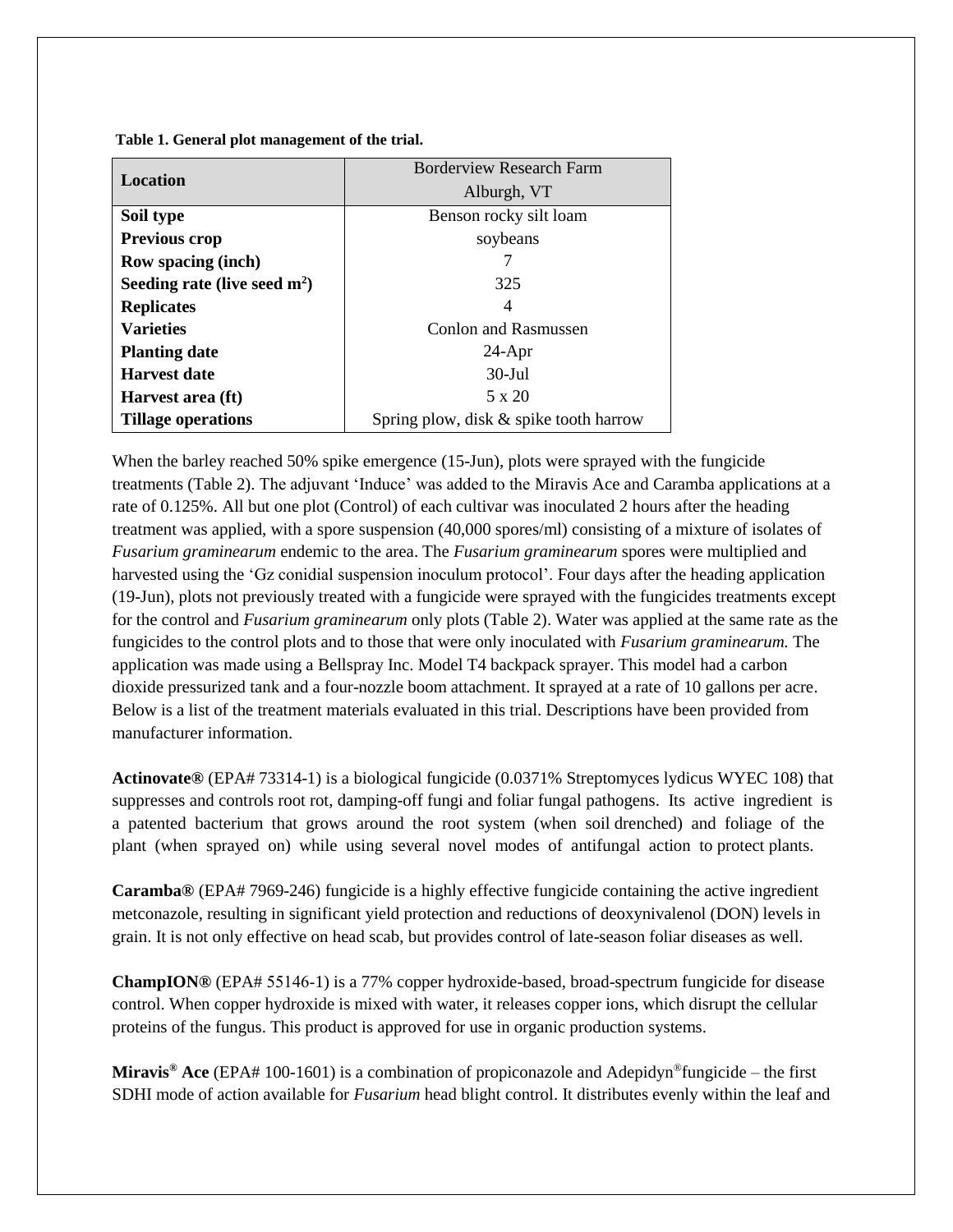**Table 1. General plot management of the trial.**

| Location | Borderview Research Farm<br>Alburgh, VT |
|---|---|
| **Soil type** | Benson rocky silt loam |
| **Previous crop** | soybeans |
| **Row spacing (inch)** | 7 |
| **Seeding rate (live seed m$^2$)** | 325 |
| **Replicates** | 4 |
| **Varieties** | Conlon and Rasmussen |
| **Planting date** | 24-Apr |
| **Harvest date** | 30-Jul |
| **Harvest area (ft)** | 5 x 20 |
| **Tillage operations** | Spring plow, disk & spike tooth harrow |

When the barley reached 50% spike emergence (15-Jun), plots were sprayed with the fungicide treatments (Table 2). The adjuvant 'Induce' was added to the Miravis Ace and Caramba applications at a rate of 0.125%. All but one plot (Control) of each cultivar was inoculated 2 hours after the heading treatment was applied, with a spore suspension (40,000 spores/ml) consisting of a mixture of isolates of *Fusarium graminearum* endemic to the area. The *Fusarium graminearum* spores were multiplied and harvested using the 'Gz conidial suspension inoculum protocol'. Four days after the heading application (19-Jun), plots not previously treated with a fungicide were sprayed with the fungicides treatments except for the control and *Fusarium graminearum* only plots (Table 2). Water was applied at the same rate as the fungicides to the control plots and to those that were only inoculated with *Fusarium graminearum.* The application was made using a Bellspray Inc. Model T4 backpack sprayer. This model had a carbon dioxide pressurized tank and a four-nozzle boom attachment. It sprayed at a rate of 10 gallons per acre. Below is a list of the treatment materials evaluated in this trial. Descriptions have been provided from manufacturer information.

**Actinovate®** (EPA# 73314-1) is a biological fungicide (0.0371% Streptomyces lydicus WYEC 108) that suppresses and controls root rot, damping-off fungi and foliar fungal pathogens. Its active ingredient is a patented bacterium that grows around the root system (when soil drenched) and foliage of the plant (when sprayed on) while using several novel modes of antifungal action to protect plants.

**Caramba®** (EPA# 7969-246) fungicide is a highly effective fungicide containing the active ingredient metconazole, resulting in significant yield protection and reductions of deoxynivalenol (DON) levels in grain. It is not only effective on head scab, but provides control of late-season foliar diseases as well.

**ChampION®** (EPA# 55146-1) is a 77% copper hydroxide-based, broad-spectrum fungicide for disease control. When copper hydroxide is mixed with water, it releases copper ions, which disrupt the cellular proteins of the fungus. This product is approved for use in organic production systems.

**Miravis® Ace** (EPA# 100-1601) is a combination of propiconazole and Adepidyn® fungicide – the first SDHI mode of action available for *Fusarium* head blight control. It distributes evenly within the leaf and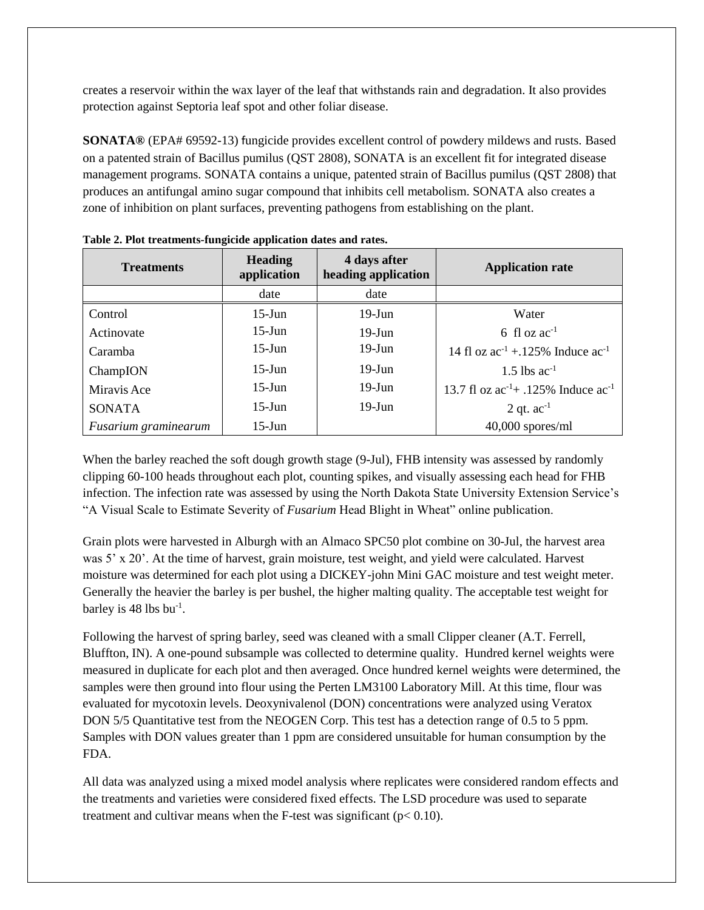creates a reservoir within the wax layer of the leaf that withstands rain and degradation. It also provides protection against Septoria leaf spot and other foliar disease.

**SONATA®** (EPA# 69592-13) fungicide provides excellent control of powdery mildews and rusts. Based on a patented strain of Bacillus pumilus (QST 2808), SONATA is an excellent fit for integrated disease management programs. SONATA contains a unique, patented strain of Bacillus pumilus (QST 2808) that produces an antifungal amino sugar compound that inhibits cell metabolism. SONATA also creates a zone of inhibition on plant surfaces, preventing pathogens from establishing on the plant.

**Table 2. Plot treatments-fungicide application dates and rates.**

| Treatments | Heading application | 4 days after heading application | Application rate |
|---|---|---|---|
| | date | date | |
| Control | 15-Jun | 19-Jun | Water |
| Actinovate | 15-Jun | 19-Jun | 6 fl oz $ac^{-1}$ |
| Caramba | 15-Jun | 19-Jun | 14 fl oz $ac^{-1}$ +.125% Induce $ac^{-1}$ |
| ChampION | 15-Jun | 19-Jun | 1.5 lbs $ac^{-1}$ |
| Miravis Ace | 15-Jun | 19-Jun | 13.7 fl oz $ac^{-1}$+ .125% Induce $ac^{-1}$ |
| SONATA | 15-Jun | 19-Jun | 2 qt. $ac^{-1}$ |
| *Fusarium graminearum* | 15-Jun | | 40,000 spores/ml |

When the barley reached the soft dough growth stage (9-Jul), FHB intensity was assessed by randomly clipping 60-100 heads throughout each plot, counting spikes, and visually assessing each head for FHB infection. The infection rate was assessed by using the North Dakota State University Extension Service's "A Visual Scale to Estimate Severity of *Fusarium* Head Blight in Wheat" online publication.

Grain plots were harvested in Alburgh with an Almaco SPC50 plot combine on 30-Jul, the harvest area was 5' x 20'. At the time of harvest, grain moisture, test weight, and yield were calculated. Harvest moisture was determined for each plot using a DICKEY-john Mini GAC moisture and test weight meter. Generally the heavier the barley is per bushel, the higher malting quality. The acceptable test weight for barley is 48 lbs $bu^{-1}$.

Following the harvest of spring barley, seed was cleaned with a small Clipper cleaner (A.T. Ferrell, Bluffton, IN). A one-pound subsample was collected to determine quality. Hundred kernel weights were measured in duplicate for each plot and then averaged. Once hundred kernel weights were determined, the samples were then ground into flour using the Perten LM3100 Laboratory Mill. At this time, flour was evaluated for mycotoxin levels. Deoxynivalenol (DON) concentrations were analyzed using Veratox DON 5/5 Quantitative test from the NEOGEN Corp. This test has a detection range of 0.5 to 5 ppm. Samples with DON values greater than 1 ppm are considered unsuitable for human consumption by the FDA.

All data was analyzed using a mixed model analysis where replicates were considered random effects and the treatments and varieties were considered fixed effects. The LSD procedure was used to separate treatment and cultivar means when the F-test was significant ($p < 0.10$).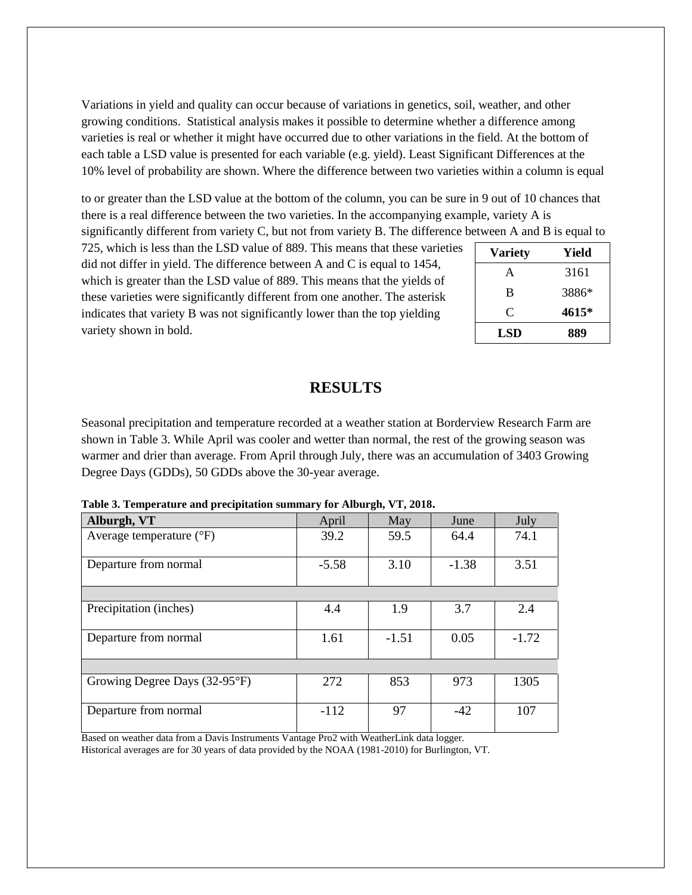Variations in yield and quality can occur because of variations in genetics, soil, weather, and other growing conditions. Statistical analysis makes it possible to determine whether a difference among varieties is real or whether it might have occurred due to other variations in the field. At the bottom of each table a LSD value is presented for each variable (e.g. yield). Least Significant Differences at the 10% level of probability are shown. Where the difference between two varieties within a column is equal to or greater than the LSD value at the bottom of the column, you can be sure in 9 out of 10 chances that there is a real difference between the two varieties. In the accompanying example, variety A is significantly different from variety C, but not from variety B. The difference between A and B is equal to 725, which is less than the LSD value of 889. This means that these varieties did not differ in yield. The difference between A and C is equal to 1454, which is greater than the LSD value of 889. This means that the yields of these varieties were significantly different from one another. The asterisk indicates that variety B was not significantly lower than the top yielding variety shown in bold.

| Variety | Yield |
|---|---|
| A | 3161 |
| B | 3886* |
| C | **4615*** |
| **LSD** | **889** |

# RESULTS

Seasonal precipitation and temperature recorded at a weather station at Borderview Research Farm are shown in Table 3. While April was cooler and wetter than normal, the rest of the growing season was warmer and drier than average. From April through July, there was an accumulation of 3403 Growing Degree Days (GDDs), 50 GDDs above the 30-year average.

**Table 3. Temperature and precipitation summary for Alburgh, VT, 2018.**

| Alburgh, VT | April | May | June | July |
|---|---|---|---|---|
| Average temperature (°F) | 39.2 | 59.5 | 64.4 | 74.1 |
| Departure from normal | -5.58 | 3.10 | -1.38 | 3.51 |
| | | | | |
| Precipitation (inches) | 4.4 | 1.9 | 3.7 | 2.4 |
| Departure from normal | 1.61 | -1.51 | 0.05 | -1.72 |
| | | | | |
| Growing Degree Days (32-95°F) | 272 | 853 | 973 | 1305 |
| Departure from normal | -112 | 97 | -42 | 107 |

Based on weather data from a Davis Instruments Vantage Pro2 with WeatherLink data logger.
Historical averages are for 30 years of data provided by the NOAA (1981-2010) for Burlington, VT.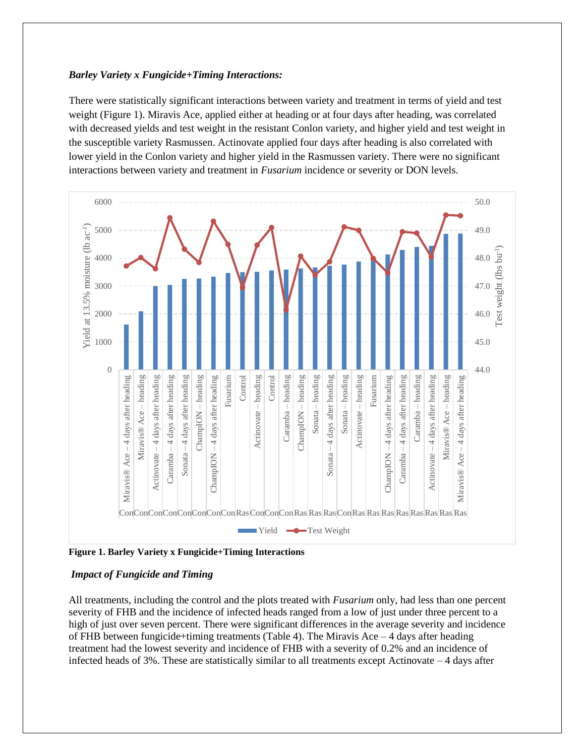***Barley Variety x Fungicide+Timing Interactions:***

There were statistically significant interactions between variety and treatment in terms of yield and test weight (Figure 1). Miravis Ace, applied either at heading or at four days after heading, was correlated with decreased yields and test weight in the resistant Conlon variety, and higher yield and test weight in the susceptible variety Rasmussen. Actinovate applied four days after heading is also correlated with lower yield in the Conlon variety and higher yield in the Rasmussen variety. There were no significant interactions between variety and treatment in *Fusarium* incidence or severity or DON levels.

**Figure 1. Barley Variety x Fungicide+Timing Interactions**

***Impact of Fungicide and Timing***

All treatments, including the control and the plots treated with *Fusarium* only, had less than one percent severity of FHB and the incidence of infected heads ranged from a low of just under three percent to a high of just over seven percent. There were significant differences in the average severity and incidence of FHB between fungicide+timing treatments (Table 4). The Miravis Ace – 4 days after heading treatment had the lowest severity and incidence of FHB with a severity of 0.2% and an incidence of infected heads of 3%. These are statistically similar to all treatments except Actinovate – 4 days after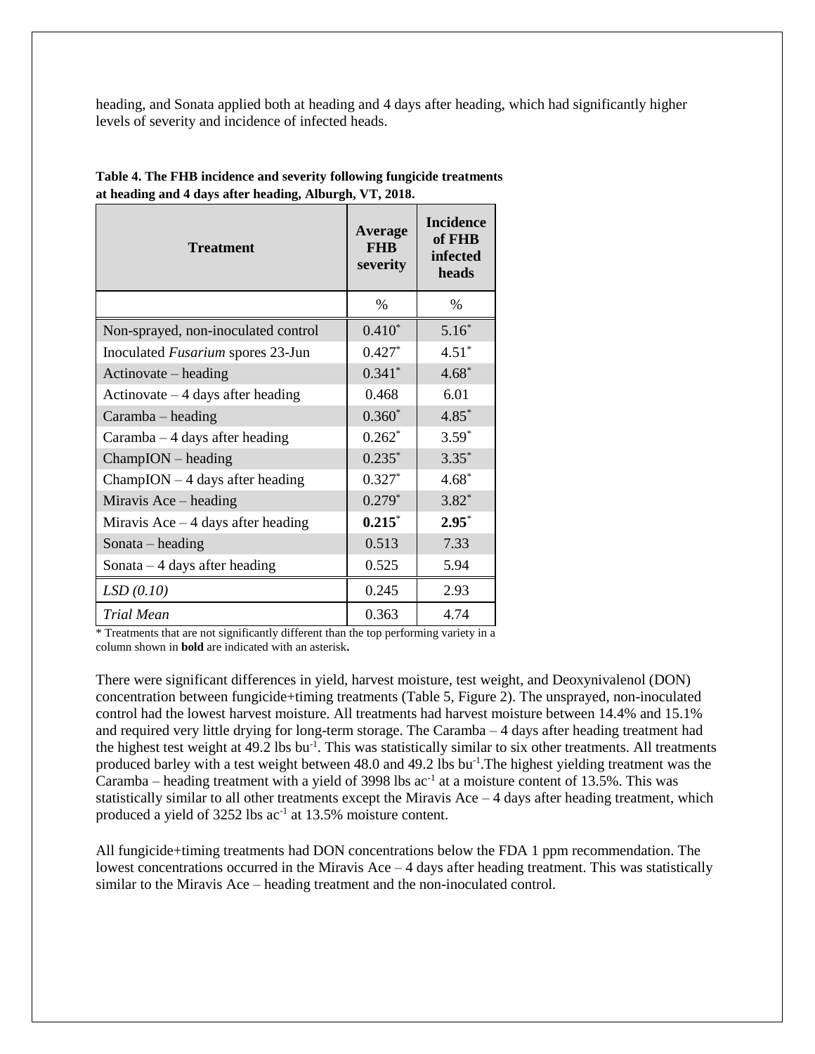heading, and Sonata applied both at heading and 4 days after heading, which had significantly higher levels of severity and incidence of infected heads.

**Table 4. The FHB incidence and severity following fungicide treatments at heading and 4 days after heading, Alburgh, VT, 2018.**

| Treatment | Average FHB severity | Incidence of FHB infected heads |
|---|---|---|
| | % | % |
| Non-sprayed, non-inoculated control | 0.410* | 5.16* |
| Inoculated *Fusarium* spores 23-Jun | 0.427* | 4.51* |
| Actinovate – heading | 0.341* | 4.68* |
| Actinovate – 4 days after heading | 0.468 | 6.01 |
| Caramba – heading | 0.360* | 4.85* |
| Caramba – 4 days after heading | 0.262* | 3.59* |
| ChampION – heading | 0.235* | 3.35* |
| ChampION – 4 days after heading | 0.327* | 4.68* |
| Miravis Ace – heading | 0.279* | 3.82* |
| Miravis Ace – 4 days after heading | **0.215*** | **2.95*** |
| Sonata – heading | 0.513 | 7.33 |
| Sonata – 4 days after heading | 0.525 | 5.94 |
| *LSD (0.10)* | 0.245 | 2.93 |
| *Trial Mean* | 0.363 | 4.74 |

* Treatments that are not significantly different than the top performing variety in a column shown in **bold** are indicated with an asterisk**.**

There were significant differences in yield, harvest moisture, test weight, and Deoxynivalenol (DON) concentration between fungicide+timing treatments (Table 5, Figure 2). The unsprayed, non-inoculated control had the lowest harvest moisture. All treatments had harvest moisture between 14.4% and 15.1% and required very little drying for long-term storage. The Caramba – 4 days after heading treatment had the highest test weight at 49.2 lbs bu$^{-1}$. This was statistically similar to six other treatments. All treatments produced barley with a test weight between 48.0 and 49.2 lbs bu$^{-1}$.The highest yielding treatment was the Caramba – heading treatment with a yield of 3998 lbs ac$^{-1}$ at a moisture content of 13.5%. This was statistically similar to all other treatments except the Miravis Ace – 4 days after heading treatment, which produced a yield of 3252 lbs ac$^{-1}$ at 13.5% moisture content.

All fungicide+timing treatments had DON concentrations below the FDA 1 ppm recommendation. The lowest concentrations occurred in the Miravis Ace – 4 days after heading treatment. This was statistically similar to the Miravis Ace – heading treatment and the non-inoculated control.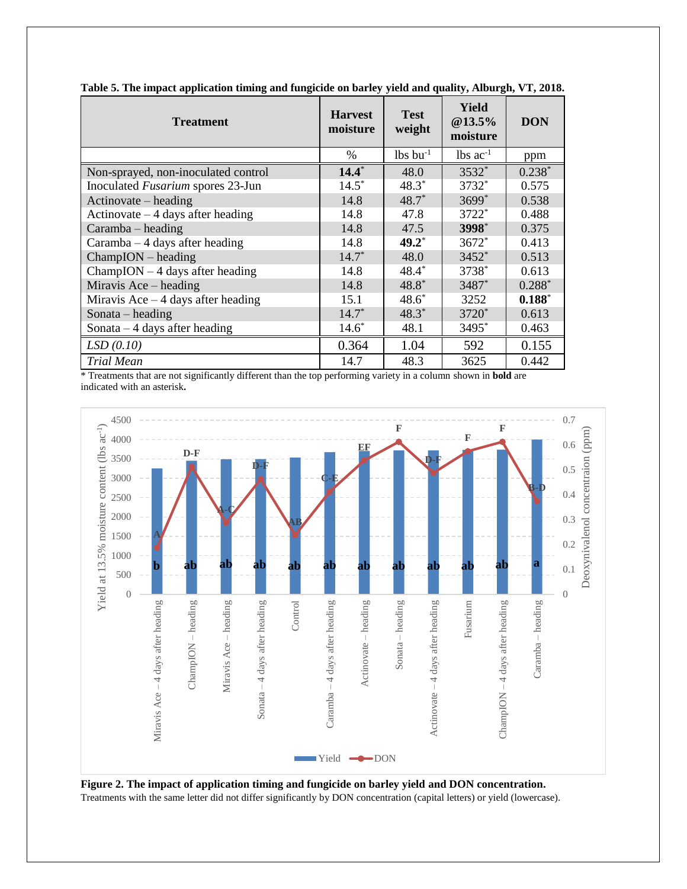**Table 5. The impact application timing and fungicide on barley yield and quality, Alburgh, VT, 2018.**

| Treatment | Harvest moisture | Test weight | Yield @13.5% moisture | DON |
|---|---|---|---|---|
| | % | lbs bu$^{-1}$ | lbs ac$^{-1}$ | ppm |
| Non-sprayed, non-inoculated control | **14.4*** | 48.0 | 3532* | 0.238* |
| Inoculated *Fusarium* spores 23-Jun | 14.5* | 48.3* | 3732* | 0.575 |
| Actinovate – heading | 14.8 | 48.7* | 3699* | 0.538 |
| Actinovate – 4 days after heading | 14.8 | 47.8 | 3722* | 0.488 |
| Caramba – heading | 14.8 | 47.5 | **3998*** | 0.375 |
| Caramba – 4 days after heading | 14.8 | **49.2*** | 3672* | 0.413 |
| ChampION – heading | 14.7* | 48.0 | 3452* | 0.513 |
| ChampION – 4 days after heading | 14.8 | 48.4* | 3738* | 0.613 |
| Miravis Ace – heading | 14.8 | 48.8* | 3487* | 0.288* |
| Miravis Ace – 4 days after heading | 15.1 | 48.6* | 3252 | **0.188*** |
| Sonata – heading | 14.7* | 48.3* | 3720* | 0.613 |
| Sonata – 4 days after heading | 14.6* | 48.1 | 3495* | 0.463 |
| *LSD (0.10)* | 0.364 | 1.04 | 592 | 0.155 |
| *Trial Mean* | 14.7 | 48.3 | 3625 | 0.442 |

* Treatments that are not significantly different than the top performing variety in a column shown in **bold** are indicated with an asterisk**.**

**Figure 2. The impact of application timing and fungicide on barley yield and DON concentration.** Treatments with the same letter did not differ significantly by DON concentration (capital letters) or yield (lowercase).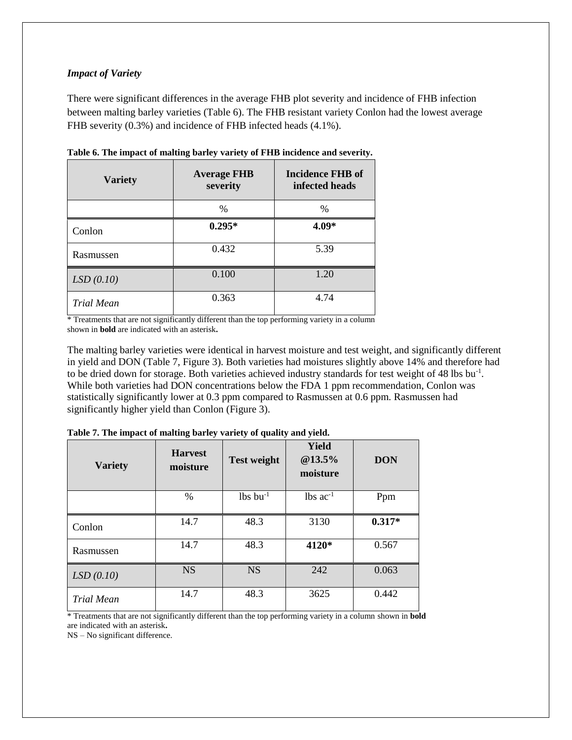### *Impact of Variety*

There were significant differences in the average FHB plot severity and incidence of FHB infection between malting barley varieties (Table 6). The FHB resistant variety Conlon had the lowest average FHB severity (0.3%) and incidence of FHB infected heads (4.1%).

**Table 6. The impact of malting barley variety of FHB incidence and severity.**

| Variety | Average FHB severity | Incidence FHB of infected heads |
|---|---|---|
| | % | % |
| Conlon | **0.295*** | **4.09*** |
| Rasmussen | 0.432 | 5.39 |
| *LSD (0.10)* | 0.100 | 1.20 |
| *Trial Mean* | 0.363 | 4.74 |

* Treatments that are not significantly different than the top performing variety in a column shown in **bold** are indicated with an asterisk**.**

The malting barley varieties were identical in harvest moisture and test weight, and significantly different in yield and DON (Table 7, Figure 3). Both varieties had moistures slightly above 14% and therefore had to be dried down for storage. Both varieties achieved industry standards for test weight of 48 lbs $bu^{-1}$. While both varieties had DON concentrations below the FDA 1 ppm recommendation, Conlon was statistically significantly lower at 0.3 ppm compared to Rasmussen at 0.6 ppm. Rasmussen had significantly higher yield than Conlon (Figure 3).

**Table 7. The impact of malting barley variety of quality and yield.**

| Variety | Harvest moisture | Test weight | Yield @13.5% moisture | DON |
|---|---|---|---|---|
| | % | lbs $bu^{-1}$ | lbs $ac^{-1}$ | Ppm |
| Conlon | 14.7 | 48.3 | 3130 | **0.317*** |
| Rasmussen | 14.7 | 48.3 | **4120*** | 0.567 |
| *LSD (0.10)* | NS | NS | 242 | 0.063 |
| *Trial Mean* | 14.7 | 48.3 | 3625 | 0.442 |

* Treatments that are not significantly different than the top performing variety in a column shown in **bold** are indicated with an asterisk**.**
NS – No significant difference.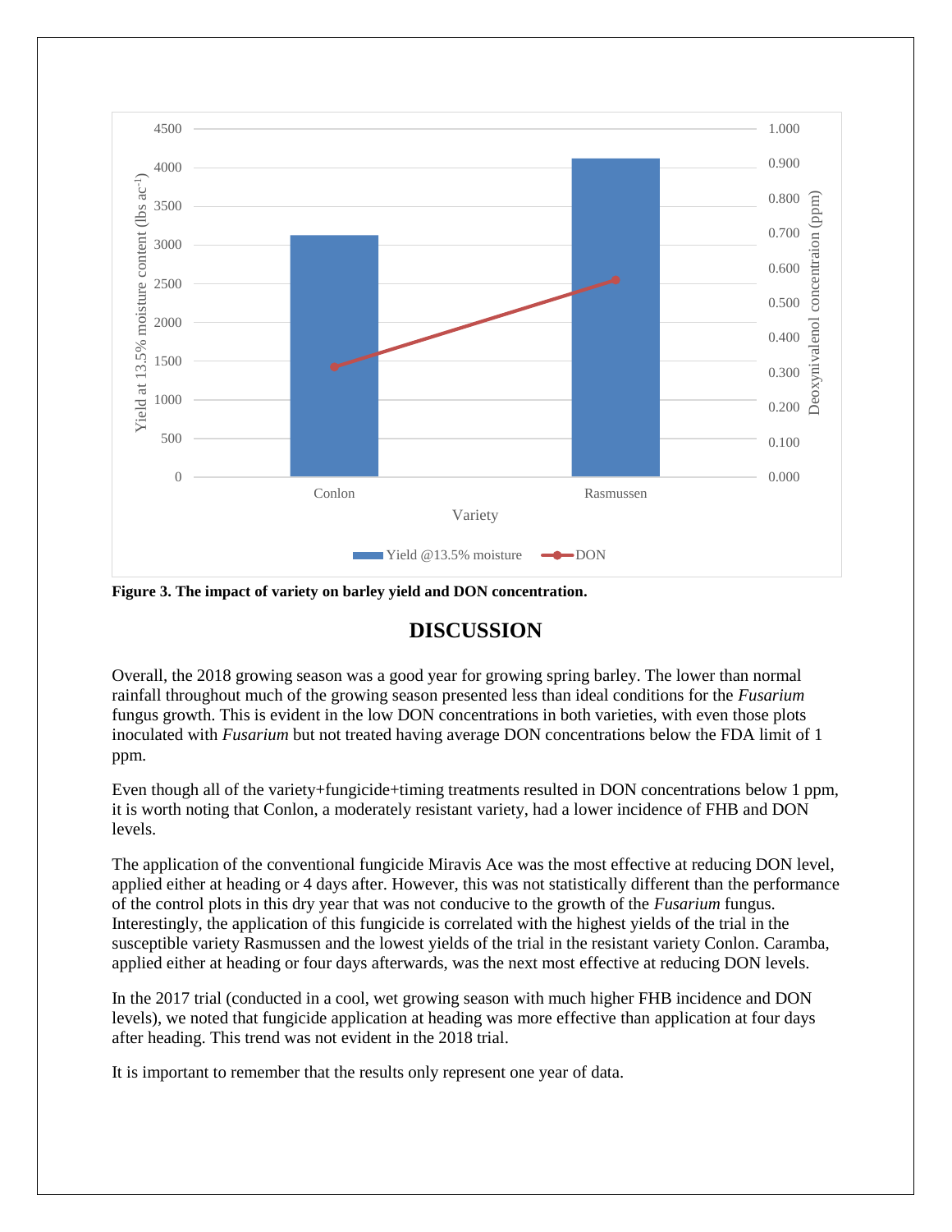Figure 3. The impact of variety on barley yield and DON concentration.

## DISCUSSION

Overall, the 2018 growing season was a good year for growing spring barley. The lower than normal rainfall throughout much of the growing season presented less than ideal conditions for the *Fusarium* fungus growth. This is evident in the low DON concentrations in both varieties, with even those plots inoculated with *Fusarium* but not treated having average DON concentrations below the FDA limit of 1 ppm.

Even though all of the variety+fungicide+timing treatments resulted in DON concentrations below 1 ppm, it is worth noting that Conlon, a moderately resistant variety, had a lower incidence of FHB and DON levels.

The application of the conventional fungicide Miravis Ace was the most effective at reducing DON level, applied either at heading or 4 days after. However, this was not statistically different than the performance of the control plots in this dry year that was not conducive to the growth of the *Fusarium* fungus. Interestingly, the application of this fungicide is correlated with the highest yields of the trial in the susceptible variety Rasmussen and the lowest yields of the trial in the resistant variety Conlon. Caramba, applied either at heading or four days afterwards, was the next most effective at reducing DON levels.

In the 2017 trial (conducted in a cool, wet growing season with much higher FHB incidence and DON levels), we noted that fungicide application at heading was more effective than application at four days after heading. This trend was not evident in the 2018 trial.

It is important to remember that the results only represent one year of data.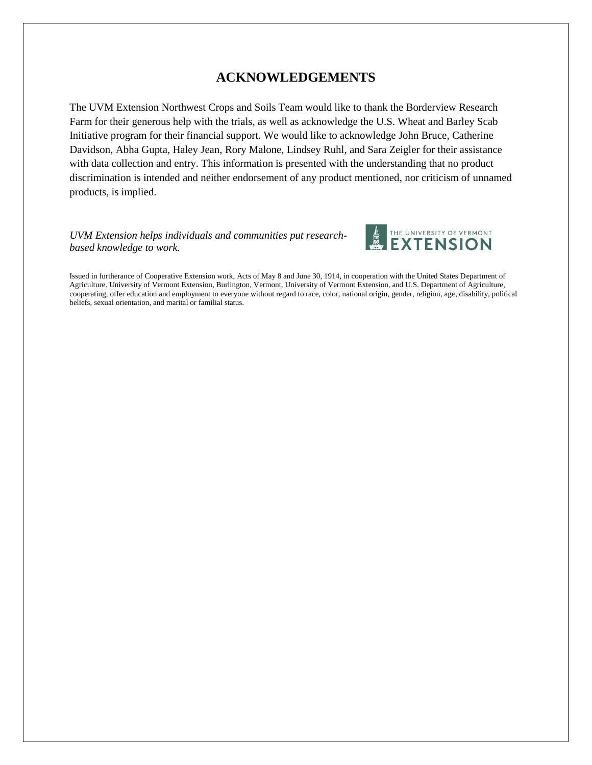## ACKNOWLEDGEMENTS

The UVM Extension Northwest Crops and Soils Team would like to thank the Borderview Research Farm for their generous help with the trials, as well as acknowledge the U.S. Wheat and Barley Scab Initiative program for their financial support. We would like to acknowledge John Bruce, Catherine Davidson, Abha Gupta, Haley Jean, Rory Malone, Lindsey Ruhl, and Sara Zeigler for their assistance with data collection and entry. This information is presented with the understanding that no product discrimination is intended and neither endorsement of any product mentioned, nor criticism of unnamed products, is implied.

*UVM Extension helps individuals and communities put research-based knowledge to work.*

THE UNIVERSITY OF VERMONT EXTENSION

Issued in furtherance of Cooperative Extension work, Acts of May 8 and June 30, 1914, in cooperation with the United States Department of Agriculture. University of Vermont Extension, Burlington, Vermont, University of Vermont Extension, and U.S. Department of Agriculture, cooperating, offer education and employment to everyone without regard to race, color, national origin, gender, religion, age, disability, political beliefs, sexual orientation, and marital or familial status.